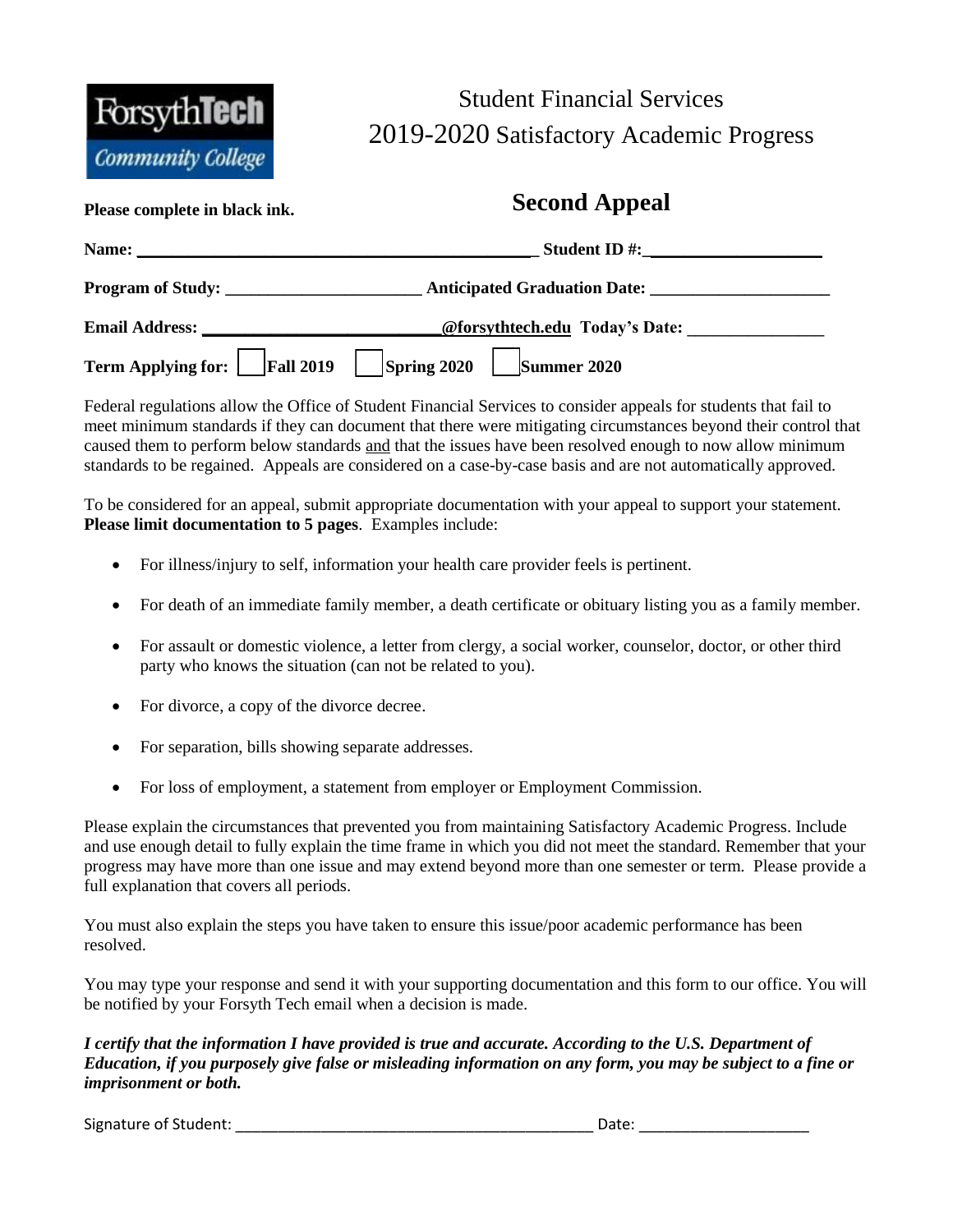ForsythTech Community College

# Student Financial Services
## 2019-2020 Satisfactory Academic Progress

**Please complete in black ink.**

## Second Appeal

**Name:** ______________________________________________ **Student ID #:** ____________________

**Program of Study:** ______________________ **Anticipated Graduation Date:** _____________________

**Email Address:** ___________________________**@forsythtech.edu** **Today's Date:** ________________

**Term Applying for:** ☐ **Fall 2019** ☐ **Spring 2020** ☐ **Summer 2020**

Federal regulations allow the Office of Student Financial Services to consider appeals for students that fail to meet minimum standards if they can document that there were mitigating circumstances beyond their control that caused them to perform below standards and that the issues have been resolved enough to now allow minimum standards to be regained. Appeals are considered on a case-by-case basis and are not automatically approved.

To be considered for an appeal, submit appropriate documentation with your appeal to support your statement. **Please limit documentation to 5 pages**. Examples include:

- For illness/injury to self, information your health care provider feels is pertinent.
- For death of an immediate family member, a death certificate or obituary listing you as a family member.
- For assault or domestic violence, a letter from clergy, a social worker, counselor, doctor, or other third party who knows the situation (can not be related to you).
- For divorce, a copy of the divorce decree.
- For separation, bills showing separate addresses.
- For loss of employment, a statement from employer or Employment Commission.

Please explain the circumstances that prevented you from maintaining Satisfactory Academic Progress. Include and use enough detail to fully explain the time frame in which you did not meet the standard. Remember that your progress may have more than one issue and may extend beyond more than one semester or term. Please provide a full explanation that covers all periods.

You must also explain the steps you have taken to ensure this issue/poor academic performance has been resolved.

You may type your response and send it with your supporting documentation and this form to our office. You will be notified by your Forsyth Tech email when a decision is made.

***I certify that the information I have provided is true and accurate. According to the U.S. Department of Education, if you purposely give false or misleading information on any form, you may be subject to a fine or imprisonment or both.***

Signature of Student: ___________________________________________ Date: ____________________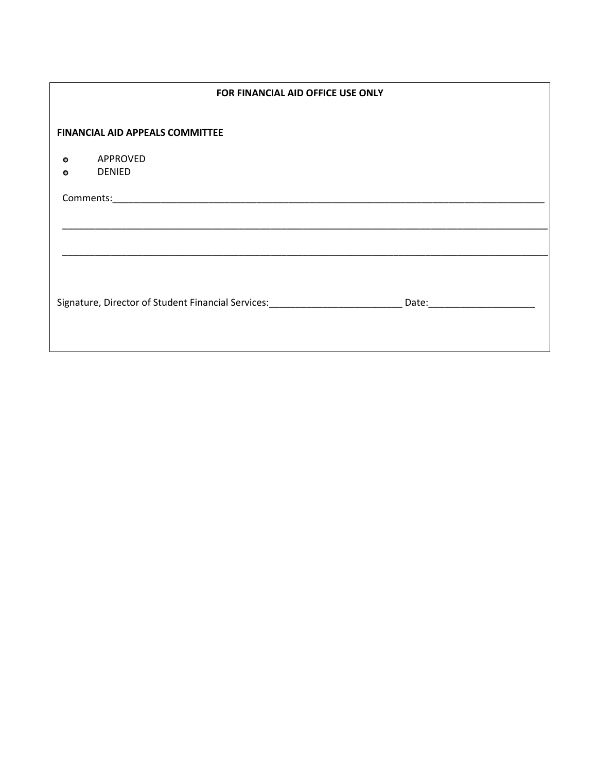**FOR FINANCIAL AID OFFICE USE ONLY**

**FINANCIAL AID APPEALS COMMITTEE**

- APPROVED
- DENIED

Comments:______________________________________________________________________________

_________________________________________________________________________________________

_________________________________________________________________________________________

Signature, Director of Student Financial Services:_________________________ Date:____________________